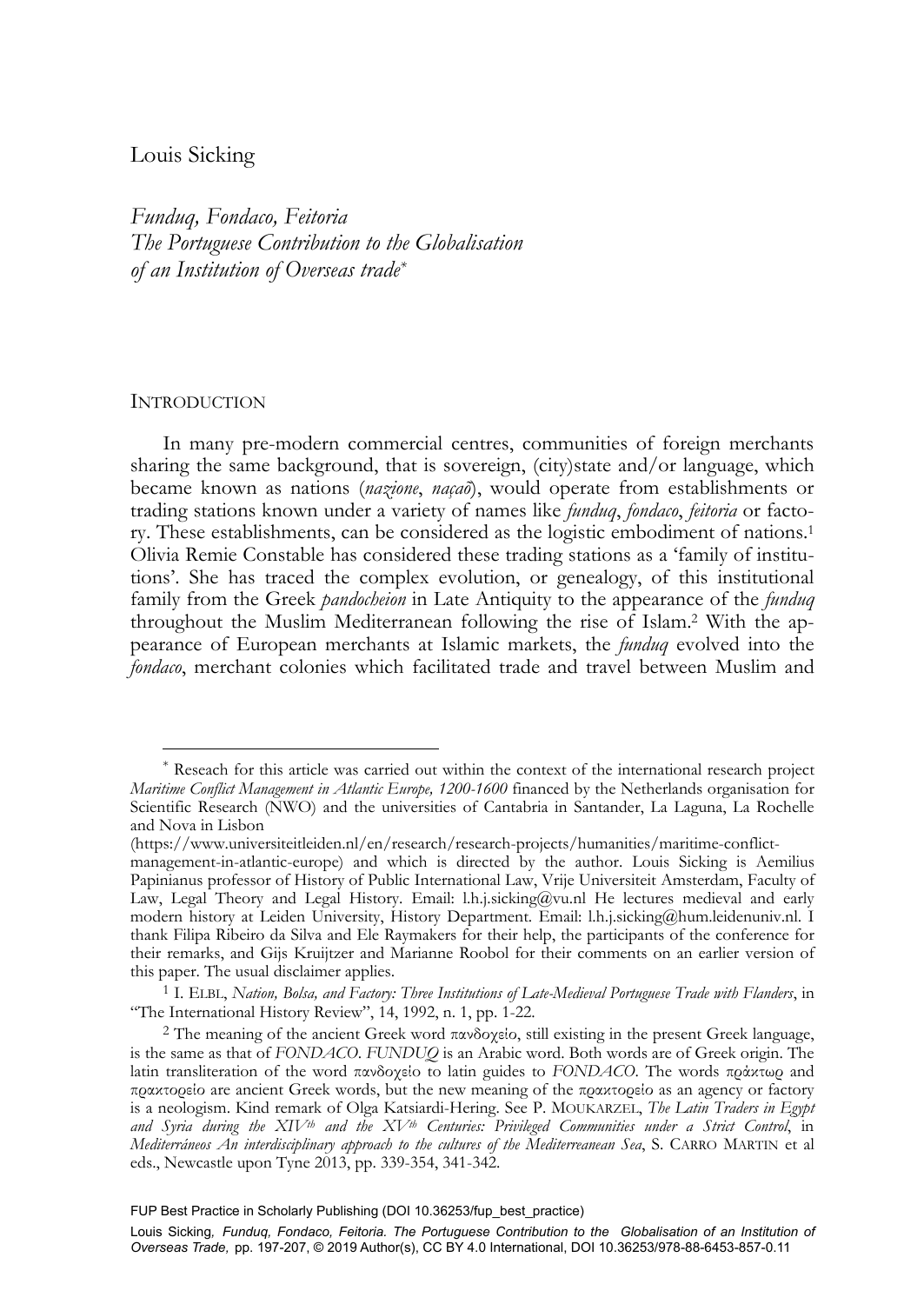Louis Sicking

*Funduq, Fondaco, Feitoria*
*The Portuguese Contribution to the Globalisation of an Institution of Overseas trade*[*]

## Introduction

In many pre-modern commercial centres, communities of foreign merchants sharing the same background, that is sovereign, (city)state and/or language, which became known as nations (*nazione*, *naçaõ*), would operate from establishments or trading stations known under a variety of names like *funduq*, *fondaco*, *feitoria* or factory. These establishments, can be considered as the logistic embodiment of nations.[1] Olivia Remie Constable has considered these trading stations as a 'family of institutions'. She has traced the complex evolution, or genealogy, of this institutional family from the Greek *pandocheion* in Late Antiquity to the appearance of the *funduq* throughout the Muslim Mediterranean following the rise of Islam.[2] With the appearance of European merchants at Islamic markets, the *funduq* evolved into the *fondaco*, merchant colonies which facilitated trade and travel between Muslim and

---

[*] Reseach for this article was carried out within the context of the international research project *Maritime Conflict Management in Atlantic Europe, 1200-1600* financed by the Netherlands organisation for Scientific Research (NWO) and the universities of Cantabria in Santander, La Laguna, La Rochelle and Nova in Lisbon (https://www.universiteitleiden.nl/en/research/research-projects/humanities/maritime-conflict-management-in-atlantic-europe) and which is directed by the author. Louis Sicking is Aemilius Papinianus professor of History of Public International Law, Vrije Universiteit Amsterdam, Faculty of Law, Legal Theory and Legal History. Email: l.h.j.sicking@vu.nl He lectures medieval and early modern history at Leiden University, History Department. Email: l.h.j.sicking@hum.leidenuniv.nl. I thank Filipa Ribeiro da Silva and Ele Raymakers for their help, the participants of the conference for their remarks, and Gijs Kruijtzer and Marianne Roobol for their comments on an earlier version of this paper. The usual disclaimer applies.

[1] I. Elbl, *Nation, Bolsa, and Factory: Three Institutions of Late-Medieval Portuguese Trade with Flanders*, in "The International History Review", 14, 1992, n. 1, pp. 1-22.

[2] The meaning of the ancient Greek word πανδοχείο, still existing in the present Greek language, is the same as that of *FONDACO*. *FUNDUQ* is an Arabic word. Both words are of Greek origin. The latin transliteration of the word πανδοχείο to latin guides to *FONDACO*. The words πράκτωρ and πρακτορείο are ancient Greek words, but the new meaning of the πρακτορείο as an agency or factory is a neologism. Kind remark of Olga Katsiardi-Hering. See P. Moukarzel, *The Latin Traders in Egypt and Syria during the XIV^th and the XV^th Centuries: Privileged Communities under a Strict Control*, in *Mediterráneos An interdisciplinary approach to the cultures of the Mediterreanean Sea*, S. Carro Martin et al eds., Newcastle upon Tyne 2013, pp. 339-354, 341-342.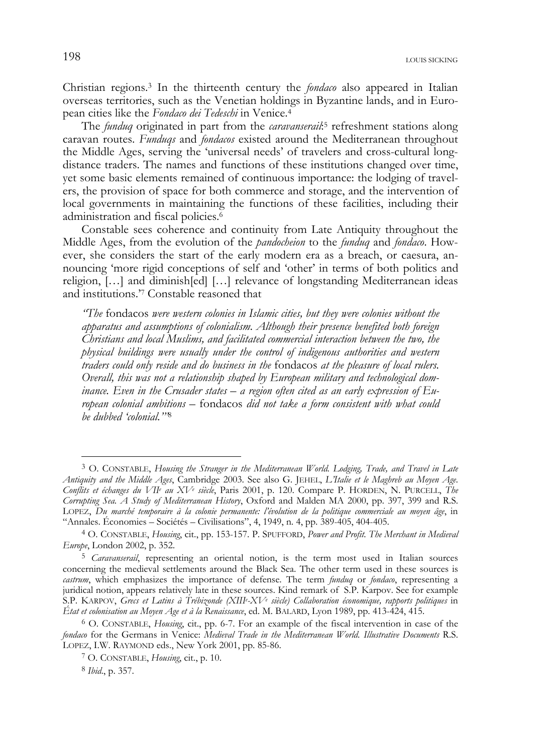Christian regions.[3] In the thirteenth century the *fondaco* also appeared in Italian overseas territories, such as the Venetian holdings in Byzantine lands, and in European cities like the *Fondaco dei Tedeschi* in Venice.[4]

The *funduq* originated in part from the *caravanserail*:[5] refreshment stations along caravan routes. *Funduqs* and *fondacos* existed around the Mediterranean throughout the Middle Ages, serving the 'universal needs' of travelers and cross-cultural long-distance traders. The names and functions of these institutions changed over time, yet some basic elements remained of continuous importance: the lodging of travelers, the provision of space for both commerce and storage, and the intervention of local governments in maintaining the functions of these facilities, including their administration and fiscal policies.[6]

Constable sees coherence and continuity from Late Antiquity throughout the Middle Ages, from the evolution of the *pandocheion* to the *funduq* and *fondaco*. However, she considers the start of the early modern era as a breach, or caesura, announcing 'more rigid conceptions of self and 'other' in terms of both politics and religion, […] and diminish[ed] […] relevance of longstanding Mediterranean ideas and institutions.'[7] Constable reasoned that

> *"The* fondacos *were western colonies in Islamic cities, but they were colonies without the apparatus and assumptions of colonialism. Although their presence benefited both foreign Christians and local Muslims, and facilitated commercial interaction between the two, the physical buildings were usually under the control of indigenous authorities and western traders could only reside and do business in the* fondacos *at the pleasure of local rulers. Overall, this was not a relationship shaped by European military and technological dominance. Even in the Crusader states – a region often cited as an early expression of European colonial ambitions –* fondacos *did not take a form consistent with what could be dubbed 'colonial.'"*[8]

---

[3] O. CONSTABLE, *Housing the Stranger in the Mediterranean World. Lodging, Trade, and Travel in Late Antiquity and the Middle Ages*, Cambridge 2003. See also G. JEHEL, *L'Italie et le Maghreb au Moyen Age. Conflits et échanges du VII$^{e}$ au XV$^{e}$ siècle*, Paris 2001, p. 120. Compare P. HORDEN, N. PURCELL, *The Corrupting Sea. A Study of Mediterranean History*, Oxford and Malden MA 2000, pp. 397, 399 and R.S. LOPEZ, *Du marché temporaire à la colonie permanente: l'évolution de la politique commerciale au moyen âge*, in "Annales. Économies – Sociétés – Civilisations", 4, 1949, n. 4, pp. 389-405, 404-405.

[4] O. CONSTABLE, *Housing*, cit., pp. 153-157. P. SPUFFORD, *Power and Profit. The Merchant in Medieval Europe*, London 2002, p. 352.

[5] *Caravanserail*, representing an oriental notion, is the term most used in Italian sources concerning the medieval settlements around the Black Sea. The other term used in these sources is *castrum*, which emphasizes the importance of defense. The term *funduq* or *fondaco*, representing a juridical notion, appears relatively late in these sources. Kind remark of S.P. Karpov. See for example S.P. KARPOV, *Grecs et Latins à Trébizonde (XIII$^{e}$-XV$^{e}$ siècle) Collaboration économique, rapports politiques* in *État et colonisation au Moyen Age et à la Renaissance*, ed. M. BALARD, Lyon 1989, pp. 413-424, 415.

[6] O. CONSTABLE, *Housing*, cit., pp. 6-7. For an example of the fiscal intervention in case of the *fondaco* for the Germans in Venice: *Medieval Trade in the Mediterranean World. Illustrative Documents* R.S. LOPEZ, I.W. RAYMOND eds., New York 2001, pp. 85-86.

[7] O. CONSTABLE, *Housing*, cit., p. 10.

[8] *Ibid.*, p. 357.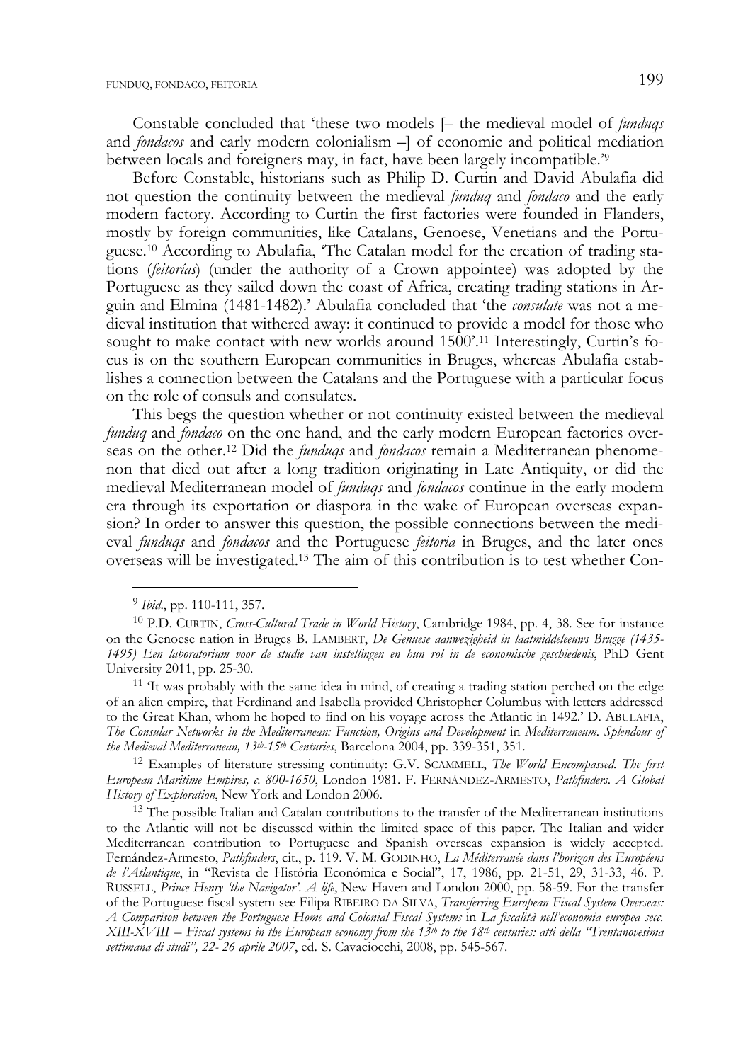Constable concluded that 'these two models [– the medieval model of *funduqs* and *fondacos* and early modern colonialism –] of economic and political mediation between locals and foreigners may, in fact, have been largely incompatible.'[9]

Before Constable, historians such as Philip D. Curtin and David Abulafia did not question the continuity between the medieval *funduq* and *fondaco* and the early modern factory. According to Curtin the first factories were founded in Flanders, mostly by foreign communities, like Catalans, Genoese, Venetians and the Portuguese.[10] According to Abulafia, 'The Catalan model for the creation of trading stations (*feitorías*) (under the authority of a Crown appointee) was adopted by the Portuguese as they sailed down the coast of Africa, creating trading stations in Arguin and Elmina (1481-1482).' Abulafia concluded that 'the *consulate* was not a medieval institution that withered away: it continued to provide a model for those who sought to make contact with new worlds around 1500'.[11] Interestingly, Curtin's focus is on the southern European communities in Bruges, whereas Abulafia establishes a connection between the Catalans and the Portuguese with a particular focus on the role of consuls and consulates.

This begs the question whether or not continuity existed between the medieval *funduq* and *fondaco* on the one hand, and the early modern European factories overseas on the other.[12] Did the *funduqs* and *fondacos* remain a Mediterranean phenomenon that died out after a long tradition originating in Late Antiquity, or did the medieval Mediterranean model of *funduqs* and *fondacos* continue in the early modern era through its exportation or diaspora in the wake of European overseas expansion? In order to answer this question, the possible connections between the medieval *funduqs* and *fondacos* and the Portuguese *feitoria* in Bruges, and the later ones overseas will be investigated.[13] The aim of this contribution is to test whether Con-

---

[9] *Ibid*., pp. 110-111, 357.

[10] P.D. CURTIN, *Cross-Cultural Trade in World History*, Cambridge 1984, pp. 4, 38. See for instance on the Genoese nation in Bruges B. LAMBERT, *De Genuese aanwezigheid in laatmiddeleeuws Brugge (1435-1495) Een laboratorium voor de studie van instellingen en hun rol in de economische geschiedenis*, PhD Gent University 2011, pp. 25-30.

[11] 'It was probably with the same idea in mind, of creating a trading station perched on the edge of an alien empire, that Ferdinand and Isabella provided Christopher Columbus with letters addressed to the Great Khan, whom he hoped to find on his voyage across the Atlantic in 1492.' D. ABULAFIA, *The Consular Networks in the Mediterranean: Function, Origins and Development* in *Mediterraneum. Splendour of the Medieval Mediterranean, 13th-15th Centuries*, Barcelona 2004, pp. 339-351, 351.

[12] Examples of literature stressing continuity: G.V. SCAMMELL, *The World Encompassed. The first European Maritime Empires, c. 800-1650*, London 1981. F. FERNÁNDEZ-ARMESTO, *Pathfinders. A Global History of Exploration*, New York and London 2006.

[13] The possible Italian and Catalan contributions to the transfer of the Mediterranean institutions to the Atlantic will not be discussed within the limited space of this paper. The Italian and wider Mediterranean contribution to Portuguese and Spanish overseas expansion is widely accepted. Fernández-Armesto, *Pathfinders*, cit., p. 119. V. M. GODINHO, *La Méditerranée dans l'horizon des Européens de l'Atlantique*, in "Revista de História Económica e Social", 17, 1986, pp. 21-51, 29, 31-33, 46. P. RUSSELL, *Prince Henry 'the Navigator'. A life*, New Haven and London 2000, pp. 58-59. For the transfer of the Portuguese fiscal system see Filipa RIBEIRO DA SILVA, *Transferring European Fiscal System Overseas: A Comparison between the Portuguese Home and Colonial Fiscal Systems* in *La fiscalità nell'economia europea secc. XIII-XVIII = Fiscal systems in the European economy from the 13th to the 18th centuries: atti della "Trentanovesima settimana di studi", 22- 26 aprile 2007*, ed. S. Cavaciocchi, 2008, pp. 545-567.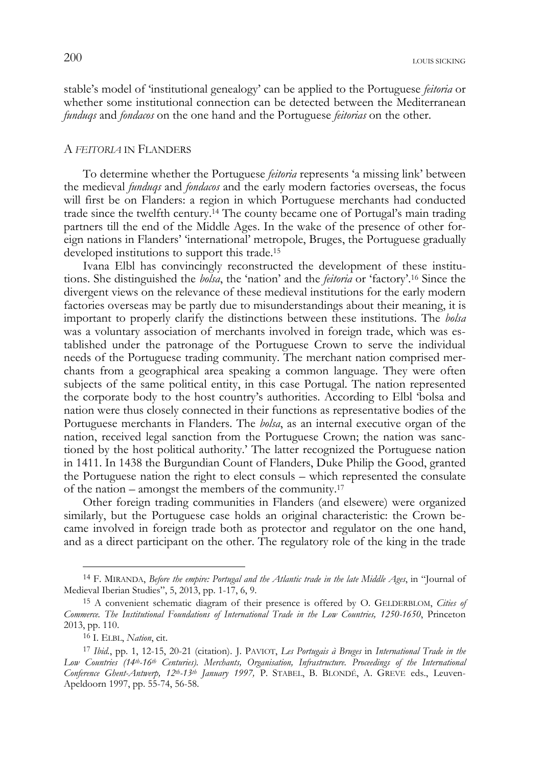stable's model of 'institutional genealogy' can be applied to the Portuguese *feitoria* or whether some institutional connection can be detected between the Mediterranean *funduqs* and *fondacos* on the one hand and the Portuguese *feitorias* on the other.

## A *FEITORIA* IN FLANDERS

To determine whether the Portuguese *feitoria* represents 'a missing link' between the medieval *funduqs* and *fondacos* and the early modern factories overseas, the focus will first be on Flanders: a region in which Portuguese merchants had conducted trade since the twelfth century.[14] The county became one of Portugal's main trading partners till the end of the Middle Ages. In the wake of the presence of other foreign nations in Flanders' 'international' metropole, Bruges, the Portuguese gradually developed institutions to support this trade.[15]

Ivana Elbl has convincingly reconstructed the development of these institutions. She distinguished the *bolsa*, the 'nation' and the *feitoria* or 'factory'.[16] Since the divergent views on the relevance of these medieval institutions for the early modern factories overseas may be partly due to misunderstandings about their meaning, it is important to properly clarify the distinctions between these institutions. The *bolsa* was a voluntary association of merchants involved in foreign trade, which was established under the patronage of the Portuguese Crown to serve the individual needs of the Portuguese trading community. The merchant nation comprised merchants from a geographical area speaking a common language. They were often subjects of the same political entity, in this case Portugal. The nation represented the corporate body to the host country's authorities. According to Elbl 'bolsa and nation were thus closely connected in their functions as representative bodies of the Portuguese merchants in Flanders. The *bolsa*, as an internal executive organ of the nation, received legal sanction from the Portuguese Crown; the nation was sanctioned by the host political authority.' The latter recognized the Portuguese nation in 1411. In 1438 the Burgundian Count of Flanders, Duke Philip the Good, granted the Portuguese nation the right to elect consuls – which represented the consulate of the nation – amongst the members of the community.[17]

Other foreign trading communities in Flanders (and elsewere) were organized similarly, but the Portuguese case holds an original characteristic: the Crown became involved in foreign trade both as protector and regulator on the one hand, and as a direct participant on the other. The regulatory role of the king in the trade

---

[14] F. MIRANDA, *Before the empire: Portugal and the Atlantic trade in the late Middle Ages*, in "Journal of Medieval Iberian Studies", 5, 2013, pp. 1-17, 6, 9.

[15] A convenient schematic diagram of their presence is offered by O. GELDERBLOM, *Cities of Commerce. The Institutional Foundations of International Trade in the Low Countries, 1250-1650*, Princeton 2013, pp. 110.

[16] I. ELBL, *Nation*, cit.

[17] *Ibid.*, pp. 1, 12-15, 20-21 (citation). J. PAVIOT, *Les Portugais à Bruges* in *International Trade in the Low Countries (14th-16th Centuries). Merchants, Organisation, Infrastructure. Proceedings of the International Conference Ghent-Antwerp, 12th-13th January 1997,* P. STABEL, B. BLONDÉ, A. GREVE eds., Leuven-Apeldoorn 1997, pp. 55-74, 56-58.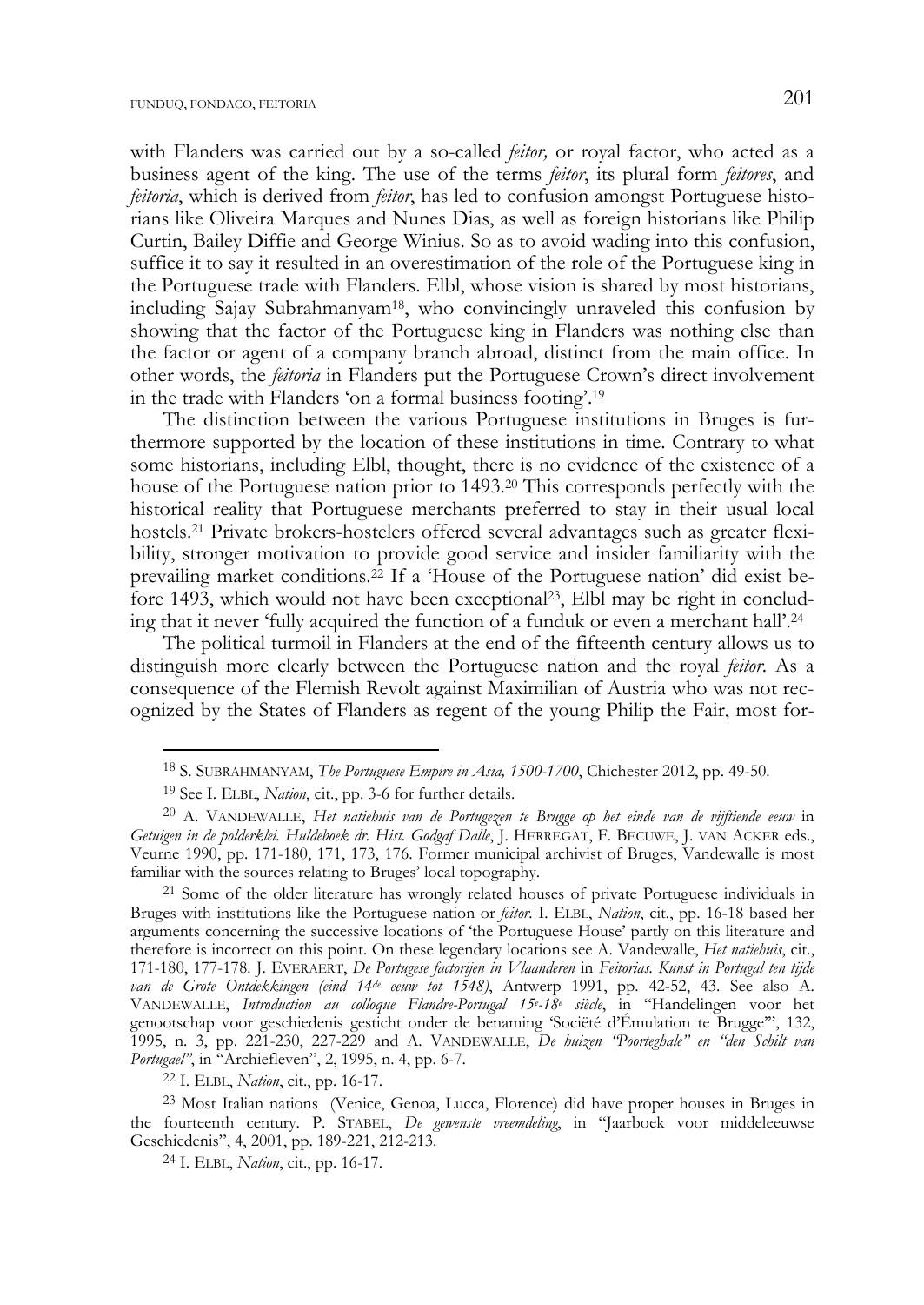with Flanders was carried out by a so-called *feitor,* or royal factor, who acted as a business agent of the king. The use of the terms *feitor*, its plural form *feitores*, and *feitoria*, which is derived from *feitor*, has led to confusion amongst Portuguese historians like Oliveira Marques and Nunes Dias, as well as foreign historians like Philip Curtin, Bailey Diffie and George Winius. So as to avoid wading into this confusion, suffice it to say it resulted in an overestimation of the role of the Portuguese king in the Portuguese trade with Flanders. Elbl, whose vision is shared by most historians, including Sajay Subrahmanyam[18], who convincingly unraveled this confusion by showing that the factor of the Portuguese king in Flanders was nothing else than the factor or agent of a company branch abroad, distinct from the main office. In other words, the *feitoria* in Flanders put the Portuguese Crown's direct involvement in the trade with Flanders 'on a formal business footing'.[19]

The distinction between the various Portuguese institutions in Bruges is furthermore supported by the location of these institutions in time. Contrary to what some historians, including Elbl, thought, there is no evidence of the existence of a house of the Portuguese nation prior to 1493.[20] This corresponds perfectly with the historical reality that Portuguese merchants preferred to stay in their usual local hostels.[21] Private brokers-hostelers offered several advantages such as greater flexibility, stronger motivation to provide good service and insider familiarity with the prevailing market conditions.[22] If a 'House of the Portuguese nation' did exist before 1493, which would not have been exceptional[23], Elbl may be right in concluding that it never 'fully acquired the function of a funduk or even a merchant hall'.[24]

The political turmoil in Flanders at the end of the fifteenth century allows us to distinguish more clearly between the Portuguese nation and the royal *feitor*. As a consequence of the Flemish Revolt against Maximilian of Austria who was not recognized by the States of Flanders as regent of the young Philip the Fair, most for-

---

[18] S. SUBRAHMANYAM, *The Portuguese Empire in Asia, 1500-1700*, Chichester 2012, pp. 49-50.

[19] See I. ELBL, *Nation*, cit., pp. 3-6 for further details.

[20] A. VANDEWALLE, *Het natiehuis van de Portugezen te Brugge op het einde van de vijftiende eeuw* in *Getuigen in de polderklei. Huldeboek dr. Hist. Godgaf Dalle*, J. HERREGAT, F. BECUWE, J. VAN ACKER eds., Veurne 1990, pp. 171-180, 171, 173, 176. Former municipal archivist of Bruges, Vandewalle is most familiar with the sources relating to Bruges' local topography.

[21] Some of the older literature has wrongly related houses of private Portuguese individuals in Bruges with institutions like the Portuguese nation or *feitor*. I. ELBL, *Nation*, cit., pp. 16-18 based her arguments concerning the successive locations of 'the Portuguese House' partly on this literature and therefore is incorrect on this point. On these legendary locations see A. Vandewalle, *Het natiehuis*, cit., 171-180, 177-178. J. EVERAERT, *De Portugese factorijen in Vlaanderen* in *Feitorias. Kunst in Portugal ten tijde van de Grote Ontdekkingen (eind 14de eeuw tot 1548)*, Antwerp 1991, pp. 42-52, 43. See also A. VANDEWALLE, *Introduction au colloque Flandre-Portugal 15e-18e siècle*, in "Handelingen voor het genootschap voor geschiedenis gesticht onder de benaming 'Société d'Émulation te Brugge'", 132, 1995, n. 3, pp. 221-230, 227-229 and A. VANDEWALLE, *De huizen "Poorteghale" en "den Schilt van Portugael"*, in "Archiefleven", 2, 1995, n. 4, pp. 6-7.

[22] I. ELBL, *Nation*, cit., pp. 16-17.

[23] Most Italian nations (Venice, Genoa, Lucca, Florence) did have proper houses in Bruges in the fourteenth century. P. STABEL, *De gewenste vreemdeling*, in "Jaarboek voor middeleeuwse Geschiedenis", 4, 2001, pp. 189-221, 212-213.

[24] I. ELBL, *Nation*, cit., pp. 16-17.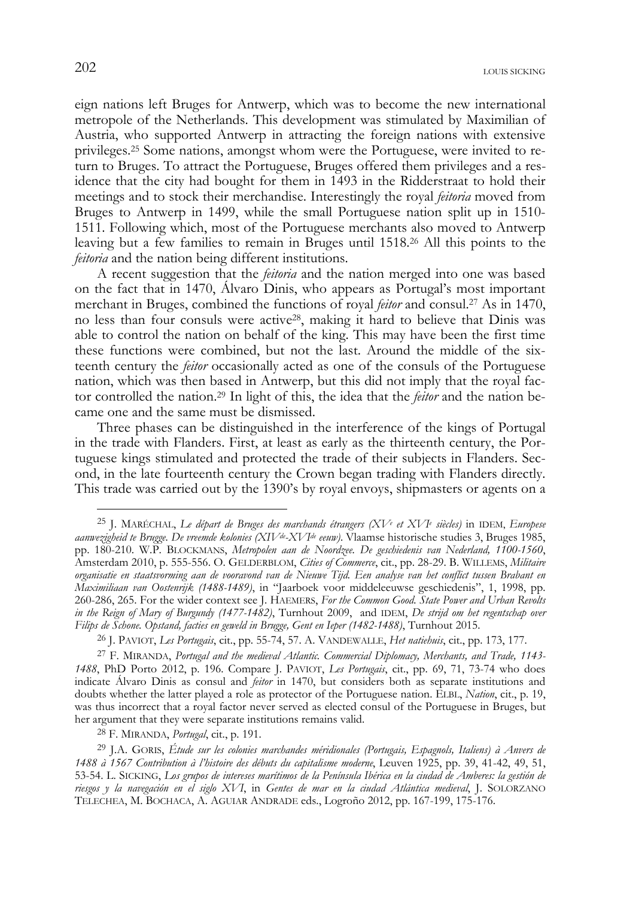eign nations left Bruges for Antwerp, which was to become the new international metropole of the Netherlands. This development was stimulated by Maximilian of Austria, who supported Antwerp in attracting the foreign nations with extensive privileges.[25] Some nations, amongst whom were the Portuguese, were invited to return to Bruges. To attract the Portuguese, Bruges offered them privileges and a residence that the city had bought for them in 1493 in the Ridderstraat to hold their meetings and to stock their merchandise. Interestingly the royal *feitoria* moved from Bruges to Antwerp in 1499, while the small Portuguese nation split up in 1510-1511. Following which, most of the Portuguese merchants also moved to Antwerp leaving but a few families to remain in Bruges until 1518.[26] All this points to the *feitoria* and the nation being different institutions.

A recent suggestion that the *feitoria* and the nation merged into one was based on the fact that in 1470, Álvaro Dinis, who appears as Portugal's most important merchant in Bruges, combined the functions of royal *feitor* and consul.[27] As in 1470, no less than four consuls were active[28], making it hard to believe that Dinis was able to control the nation on behalf of the king. This may have been the first time these functions were combined, but not the last. Around the middle of the sixteenth century the *feitor* occasionally acted as one of the consuls of the Portuguese nation, which was then based in Antwerp, but this did not imply that the royal factor controlled the nation.[29] In light of this, the idea that the *feitor* and the nation became one and the same must be dismissed.

Three phases can be distinguished in the interference of the kings of Portugal in the trade with Flanders. First, at least as early as the thirteenth century, the Portuguese kings stimulated and protected the trade of their subjects in Flanders. Second, in the late fourteenth century the Crown began trading with Flanders directly. This trade was carried out by the 1390's by royal envoys, shipmasters or agents on a

---

[25] J. MARÉCHAL, *Le départ de Bruges des marchands étrangers (XV^e et XVI^e siècles)* in IDEM, *Europese aanwezigheid te Brugge. De vreemde kolonies (XIV^de-XVI^de eeuw)*. Vlaamse historische studies 3, Bruges 1985, pp. 180-210. W.P. BLOCKMANS, *Metropolen aan de Noordzee. De geschiedenis van Nederland, 1100-1560*, Amsterdam 2010, p. 555-556. O. GELDERBLOM, *Cities of Commerce*, cit., pp. 28-29. B. WILLEMS, *Militaire organisatie en staatsvorming aan de vooravond van de Nieuwe Tijd. Een analyse van het conflict tussen Brabant en Maximiliaan van Oostenrijk (1488-1489)*, in "Jaarboek voor middeleeuwse geschiedenis", 1, 1998, pp. 260-286, 265. For the wider context see J. HAEMERS, *For the Common Good. State Power and Urban Revolts in the Reign of Mary of Burgundy (1477-1482)*, Turnhout 2009, and IDEM, *De strijd om het regentschap over Filips de Schone. Opstand, facties en geweld in Brugge, Gent en Ieper (1482-1488)*, Turnhout 2015.

[26] J. PAVIOT, *Les Portugais*, cit., pp. 55-74, 57. A. VANDEWALLE, *Het natiehuis*, cit., pp. 173, 177.

[27] F. MIRANDA, *Portugal and the medieval Atlantic. Commercial Diplomacy, Merchants, and Trade, 1143-1488*, PhD Porto 2012, p. 196. Compare J. PAVIOT, *Les Portugais*, cit., pp. 69, 71, 73-74 who does indicate Álvaro Dinis as consul and *feitor* in 1470, but considers both as separate institutions and doubts whether the latter played a role as protector of the Portuguese nation. ELBL, *Nation*, cit., p. 19, was thus incorrect that a royal factor never served as elected consul of the Portuguese in Bruges, but her argument that they were separate institutions remains valid.

[28] F. MIRANDA, *Portugal*, cit., p. 191.

[29] J.A. GORIS, *Étude sur les colonies marchandes méridionales (Portugais, Espagnols, Italiens) à Anvers de 1488 à 1567 Contribution à l'histoire des débuts du capitalisme moderne*, Leuven 1925, pp. 39, 41-42, 49, 51, 53-54. L. SICKING, *Los grupos de intereses marítimos de la Península Ibérica en la ciudad de Amberes: la gestión de riesgos y la navegación en el siglo XVI*, in *Gentes de mar en la ciudad Atlántica medieval*, J. SOLORZANO TELECHEA, M. BOCHACA, A. AGUIAR ANDRADE eds., Logroño 2012, pp. 167-199, 175-176.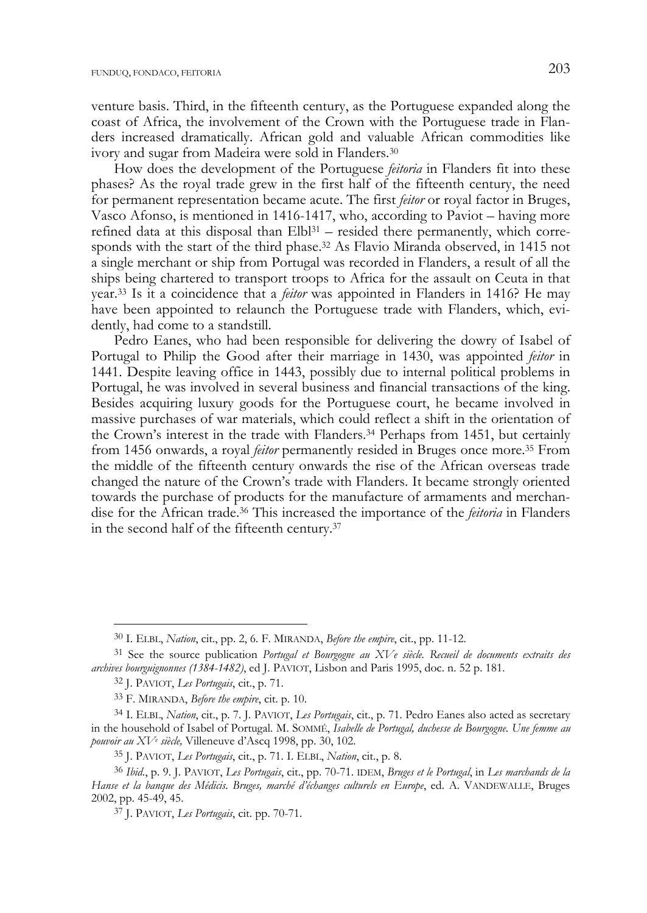venture basis. Third, in the fifteenth century, as the Portuguese expanded along the coast of Africa, the involvement of the Crown with the Portuguese trade in Flanders increased dramatically. African gold and valuable African commodities like ivory and sugar from Madeira were sold in Flanders.[30]

How does the development of the Portuguese *feitoria* in Flanders fit into these phases? As the royal trade grew in the first half of the fifteenth century, the need for permanent representation became acute. The first *feitor* or royal factor in Bruges, Vasco Afonso, is mentioned in 1416-1417, who, according to Paviot – having more refined data at this disposal than Elbl[31] – resided there permanently, which corresponds with the start of the third phase.[32] As Flavio Miranda observed, in 1415 not a single merchant or ship from Portugal was recorded in Flanders, a result of all the ships being chartered to transport troops to Africa for the assault on Ceuta in that year.[33] Is it a coincidence that a *feitor* was appointed in Flanders in 1416? He may have been appointed to relaunch the Portuguese trade with Flanders, which, evidently, had come to a standstill.

Pedro Eanes, who had been responsible for delivering the dowry of Isabel of Portugal to Philip the Good after their marriage in 1430, was appointed *feitor* in 1441. Despite leaving office in 1443, possibly due to internal political problems in Portugal, he was involved in several business and financial transactions of the king. Besides acquiring luxury goods for the Portuguese court, he became involved in massive purchases of war materials, which could reflect a shift in the orientation of the Crown's interest in the trade with Flanders.[34] Perhaps from 1451, but certainly from 1456 onwards, a royal *feitor* permanently resided in Bruges once more.[35] From the middle of the fifteenth century onwards the rise of the African overseas trade changed the nature of the Crown's trade with Flanders. It became strongly oriented towards the purchase of products for the manufacture of armaments and merchandise for the African trade.[36] This increased the importance of the *feitoria* in Flanders in the second half of the fifteenth century.[37]

---

[30] I. ELBL, *Nation*, cit., pp. 2, 6. F. MIRANDA, *Before the empire*, cit., pp. 11-12.

[31] See the source publication *Portugal et Bourgogne au XVe siècle. Recueil de documents extraits des archives bourguignonnes (1384-1482)*, ed J. PAVIOT, Lisbon and Paris 1995, doc. n. 52 p. 181.

[32] J. PAVIOT, *Les Portugais*, cit., p. 71.

[33] F. MIRANDA, *Before the empire*, cit. p. 10.

[34] I. ELBL, *Nation*, cit., p. 7. J. PAVIOT, *Les Portugais*, cit., p. 71. Pedro Eanes also acted as secretary in the household of Isabel of Portugal. M. SOMMÉ, *Isabelle de Portugal, duchesse de Bourgogne. Une femme au pouvoir au XVe siècle,* Villeneuve d'Ascq 1998, pp. 30, 102.

[35] J. PAVIOT, *Les Portugais*, cit., p. 71. I. ELBL, *Nation*, cit., p. 8.

[36] *Ibid*., p. 9. J. PAVIOT, *Les Portugais*, cit., pp. 70-71. IDEM, *Bruges et le Portugal*, in *Les marchands de la Hanse et la banque des Médicis. Bruges, marché d'échanges culturels en Europe*, ed. A. VANDEWALLE, Bruges 2002, pp. 45-49, 45.

[37] J. PAVIOT, *Les Portugais*, cit. pp. 70-71.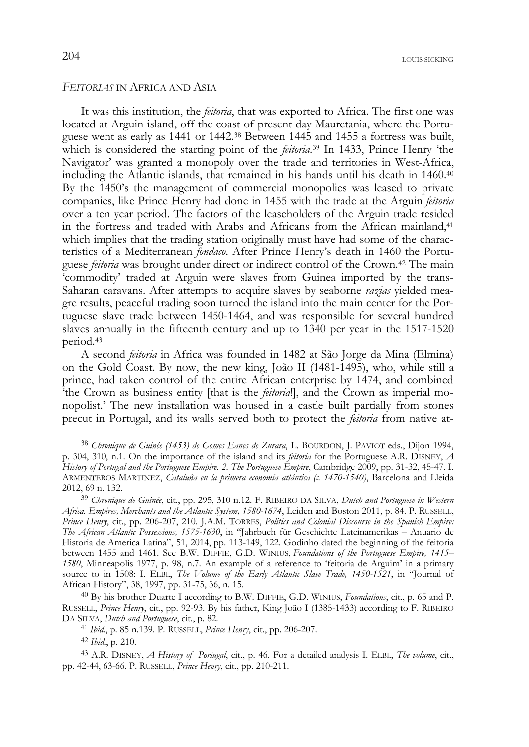## *FEITORIAS* IN AFRICA AND ASIA

It was this institution, the *feitoria*, that was exported to Africa. The first one was located at Arguin island, off the coast of present day Mauretania, where the Portuguese went as early as 1441 or 1442.[38] Between 1445 and 1455 a fortress was built, which is considered the starting point of the *feitoria*.[39] In 1433, Prince Henry 'the Navigator' was granted a monopoly over the trade and territories in West-Africa, including the Atlantic islands, that remained in his hands until his death in 1460.[40] By the 1450's the management of commercial monopolies was leased to private companies, like Prince Henry had done in 1455 with the trade at the Arguin *feitoria* over a ten year period. The factors of the leaseholders of the Arguin trade resided in the fortress and traded with Arabs and Africans from the African mainland,[41] which implies that the trading station originally must have had some of the characteristics of a Mediterranean *fondaco*. After Prince Henry's death in 1460 the Portuguese *feitoria* was brought under direct or indirect control of the Crown.[42] The main 'commodity' traded at Arguin were slaves from Guinea imported by the trans-Saharan caravans. After attempts to acquire slaves by seaborne *razias* yielded meagre results, peaceful trading soon turned the island into the main center for the Portuguese slave trade between 1450-1464, and was responsible for several hundred slaves annually in the fifteenth century and up to 1340 per year in the 1517-1520 period.[43]

A second *feitoria* in Africa was founded in 1482 at São Jorge da Mina (Elmina) on the Gold Coast. By now, the new king, João II (1481-1495), who, while still a prince, had taken control of the entire African enterprise by 1474, and combined 'the Crown as business entity [that is the *feitoria*!], and the Crown as imperial monopolist.' The new installation was housed in a castle built partially from stones precut in Portugal, and its walls served both to protect the *feitoria* from native at-

---

[38] *Chronique de Guinée (1453) de Gomes Eanes de Zurara*, L. BOURDON, J. PAVIOT eds., Dijon 1994, p. 304, 310, n.1. On the importance of the island and its *feitoria* for the Portuguese A.R. DISNEY, *A History of Portugal and the Portuguese Empire. 2. The Portuguese Empire*, Cambridge 2009, pp. 31-32, 45-47. I. ARMENTEROS MARTINEZ, *Cataluña en la primera economía atlántica (c. 1470-1540)*, Barcelona and Lleida 2012, 69 n. 132.

[39] *Chronique de Guinée*, cit., pp. 295, 310 n.12. F. RIBEIRO DA SILVA, *Dutch and Portuguese in Western Africa. Empires, Merchants and the Atlantic System, 1580-1674*, Leiden and Boston 2011, p. 84. P. RUSSELL, *Prince Henry*, cit., pp. 206-207, 210. J.A.M. TORRES, *Politics and Colonial Discourse in the Spanish Empire: The African Atlantic Possessions, 1575-1630*, in "Jahrbuch für Geschichte Lateinamerikas – Anuario de Historia de America Latina", 51, 2014, pp. 113-149, 122. Godinho dated the beginning of the feitoria between 1455 and 1461. See B.W. DIFFIE, G.D. WINIUS, *Foundations of the Portuguese Empire, 1415–1580*, Minneapolis 1977, p. 98, n.7. An example of a reference to 'feitoria de Arguim' in a primary source to in 1508: I. ELBL, *The Volume of the Early Atlantic Slave Trade, 1450-1521*, in "Journal of African History", 38, 1997, pp. 31-75, 36, n. 15.

[40] By his brother Duarte I according to B.W. DIFFIE, G.D. WINIUS, *Foundations*, cit., p. 65 and P. RUSSELL, *Prince Henry*, cit., pp. 92-93. By his father, King João I (1385-1433) according to F. RIBEIRO DA SILVA, *Dutch and Portuguese*, cit., p. 82.

[41] *Ibid*., p. 85 n.139. P. RUSSELL, *Prince Henry*, cit., pp. 206-207.

[42] *Ibid*., p. 210.

[43] A.R. DISNEY, *A History of Portugal*, cit., p. 46. For a detailed analysis I. ELBL, *The volume*, cit., pp. 42-44, 63-66. P. RUSSELL, *Prince Henry*, cit., pp. 210-211.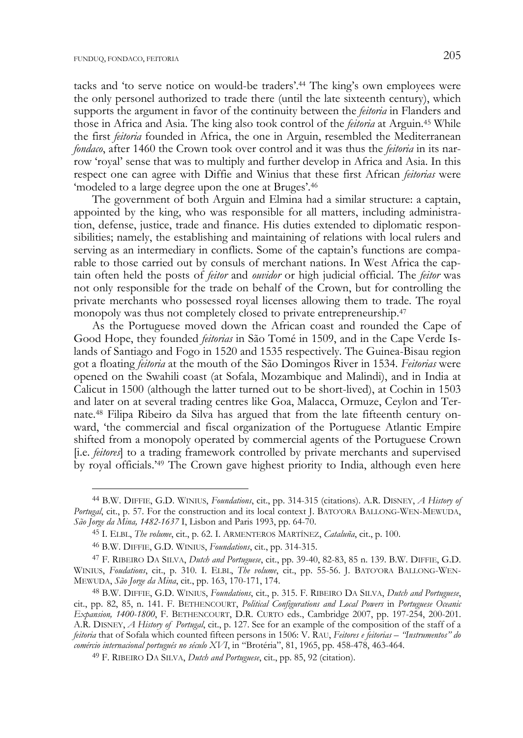tacks and 'to serve notice on would-be traders'.[44] The king's own employees were the only personel authorized to trade there (until the late sixteenth century), which supports the argument in favor of the continuity between the *feitoria* in Flanders and those in Africa and Asia. The king also took control of the *feitoria* at Arguin.[45] While the first *feitoria* founded in Africa, the one in Arguin, resembled the Mediterranean *fondaco*, after 1460 the Crown took over control and it was thus the *feitoria* in its narrow 'royal' sense that was to multiply and further develop in Africa and Asia. In this respect one can agree with Diffie and Winius that these first African *feitorias* were 'modeled to a large degree upon the one at Bruges'.[46]

The government of both Arguin and Elmina had a similar structure: a captain, appointed by the king, who was responsible for all matters, including administration, defense, justice, trade and finance. His duties extended to diplomatic responsibilities; namely, the establishing and maintaining of relations with local rulers and serving as an intermediary in conflicts. Some of the captain's functions are comparable to those carried out by consuls of merchant nations. In West Africa the captain often held the posts of *feitor* and *ouvidor* or high judicial official. The *feitor* was not only responsible for the trade on behalf of the Crown, but for controlling the private merchants who possessed royal licenses allowing them to trade. The royal monopoly was thus not completely closed to private entrepreneurship.[47]

As the Portuguese moved down the African coast and rounded the Cape of Good Hope, they founded *feitorias* in São Tomé in 1509, and in the Cape Verde Islands of Santiago and Fogo in 1520 and 1535 respectively. The Guinea-Bisau region got a floating *feitoria* at the mouth of the São Domingos River in 1534. *Feitorias* were opened on the Swahili coast (at Sofala, Mozambique and Malindi), and in India at Calicut in 1500 (although the latter turned out to be short-lived), at Cochin in 1503 and later on at several trading centres like Goa, Malacca, Ormuze, Ceylon and Ternate.[48] Filipa Ribeiro da Silva has argued that from the late fifteenth century onward, 'the commercial and fiscal organization of the Portuguese Atlantic Empire shifted from a monopoly operated by commercial agents of the Portuguese Crown [i.e. *feitores*] to a trading framework controlled by private merchants and supervised by royal officials.'[49] The Crown gave highest priority to India, although even here

---

[44] B.W. DIFFIE, G.D. WINIUS, *Foundations*, cit., pp. 314-315 (citations). A.R. DISNEY, *A History of Portugal*, cit., p. 57. For the construction and its local context J. BATO'ORA BALLONG-WEN-MEWUDA, *São Jorge da Mina, 1482-1637* I, Lisbon and Paris 1993, pp. 64-70.

[45] I. ELBL, *The volume*, cit., p. 62. I. ARMENTEROS MARTÍNEZ, *Cataluña*, cit., p. 100.

[46] B.W. DIFFIE, G.D. WINIUS, *Foundations*, cit., pp. 314-315.

[47] F. RIBEIRO DA SILVA, *Dutch and Portuguese*, cit., pp. 39-40, 82-83, 85 n. 139. B.W. DIFFIE, G.D. WINIUS, *Foudations*, cit., p. 310. I. ELBL, *The volume*, cit., pp. 55-56. J. BATO'ORA BALLONG-WEN-MEWUDA, *São Jorge da Mina*, cit., pp. 163, 170-171, 174.

[48] B.W. DIFFIE, G.D. WINIUS, *Foundations*, cit., p. 315. F. RIBEIRO DA SILVA, *Dutch and Portuguese*, cit., pp. 82, 85, n. 141. F. BETHENCOURT, *Political Configurations and Local Powers* in *Portuguese Oceanic Expansion, 1400-1800*, F. BETHENCOURT, D.R. CURTO eds., Cambridge 2007, pp. 197-254, 200-201. A.R. DISNEY, *A History of Portugal*, cit., p. 127. See for an example of the composition of the staff of a *feitoria* that of Sofala which counted fifteen persons in 1506: V. RAU, *Feitores e feitorias – "Instrumentos" do comércio internacional portugués no século XVI*, in "Brotéria", 81, 1965, pp. 458-478, 463-464.

[49] F. RIBEIRO DA SILVA, *Dutch and Portuguese*, cit., pp. 85, 92 (citation).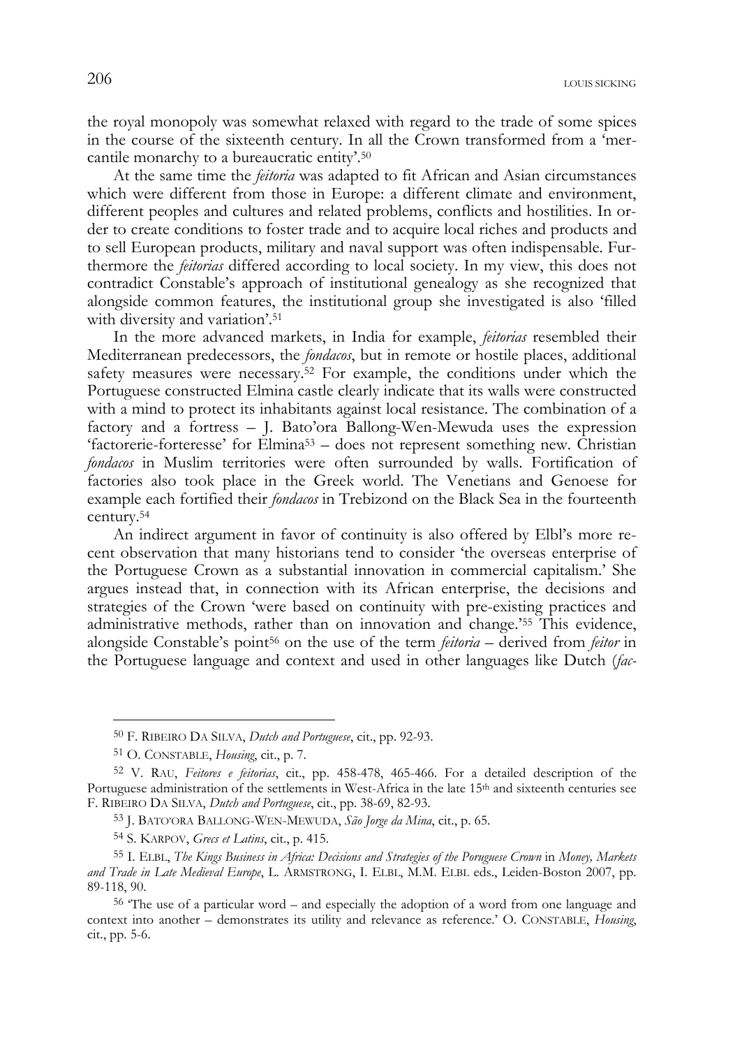the royal monopoly was somewhat relaxed with regard to the trade of some spices in the course of the sixteenth century. In all the Crown transformed from a 'mercantile monarchy to a bureaucratic entity'.[50]

At the same time the *feitoria* was adapted to fit African and Asian circumstances which were different from those in Europe: a different climate and environment, different peoples and cultures and related problems, conflicts and hostilities. In order to create conditions to foster trade and to acquire local riches and products and to sell European products, military and naval support was often indispensable. Furthermore the *feitorias* differed according to local society. In my view, this does not contradict Constable's approach of institutional genealogy as she recognized that alongside common features, the institutional group she investigated is also 'filled with diversity and variation'.[51]

In the more advanced markets, in India for example, *feitorias* resembled their Mediterranean predecessors, the *fondacos*, but in remote or hostile places, additional safety measures were necessary.[52] For example, the conditions under which the Portuguese constructed Elmina castle clearly indicate that its walls were constructed with a mind to protect its inhabitants against local resistance. The combination of a factory and a fortress – J. Bato'ora Ballong-Wen-Mewuda uses the expression 'factorerie-forteresse' for Elmina[53] – does not represent something new. Christian *fondacos* in Muslim territories were often surrounded by walls. Fortification of factories also took place in the Greek world. The Venetians and Genoese for example each fortified their *fondacos* in Trebizond on the Black Sea in the fourteenth century.[54]

An indirect argument in favor of continuity is also offered by Elbl's more recent observation that many historians tend to consider 'the overseas enterprise of the Portuguese Crown as a substantial innovation in commercial capitalism.' She argues instead that, in connection with its African enterprise, the decisions and strategies of the Crown 'were based on continuity with pre-existing practices and administrative methods, rather than on innovation and change.'[55] This evidence, alongside Constable's point[56] on the use of the term *feitoria* – derived from *feitor* in the Portuguese language and context and used in other languages like Dutch (*fac-*

---

[50] F. Ribeiro da Silva, *Dutch and Portuguese*, cit., pp. 92-93.

[51] O. Constable, *Housing*, cit., p. 7.

[52] V. Rau, *Feitores e feitorias*, cit., pp. 458-478, 465-466. For a detailed description of the Portuguese administration of the settlements in West-Africa in the late 15th and sixteenth centuries see F. Ribeiro da Silva, *Dutch and Portuguese*, cit., pp. 38-69, 82-93.

[53] J. Bato'ora Ballong-Wen-Mewuda, *São Jorge da Mina*, cit., p. 65.

[54] S. Karpov, *Grecs et Latins*, cit., p. 415.

[55] I. Elbl, *The Kings Business in Africa: Decisions and Strategies of the Poruguese Crown* in *Money, Markets and Trade in Late Medieval Europe*, L. Armstrong, I. Elbl, M.M. Elbl eds., Leiden-Boston 2007, pp. 89-118, 90.

[56] 'The use of a particular word – and especially the adoption of a word from one language and context into another – demonstrates its utility and relevance as reference.' O. Constable, *Housing*, cit., pp. 5-6.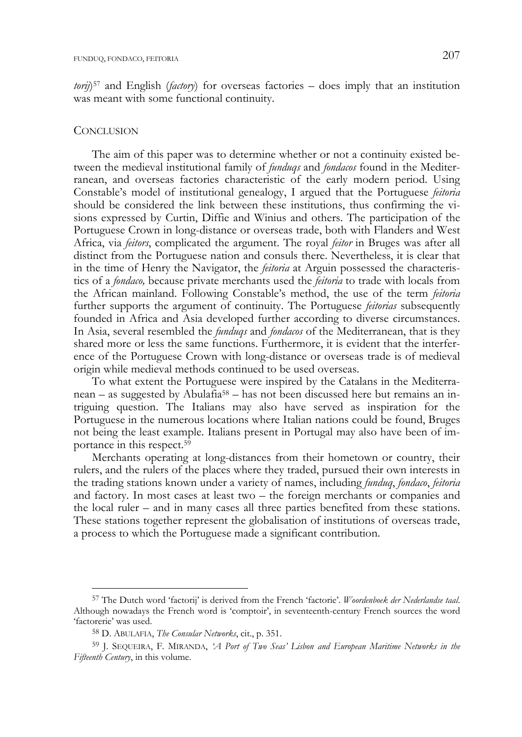*torij*)[57] and English (*factory*) for overseas factories – does imply that an institution was meant with some functional continuity.

## Conclusion

The aim of this paper was to determine whether or not a continuity existed between the medieval institutional family of *funduqs* and *fondacos* found in the Mediterranean, and overseas factories characteristic of the early modern period. Using Constable's model of institutional genealogy, I argued that the Portuguese *feitoria* should be considered the link between these institutions, thus confirming the visions expressed by Curtin, Diffie and Winius and others. The participation of the Portuguese Crown in long-distance or overseas trade, both with Flanders and West Africa, via *feitors*, complicated the argument. The royal *feitor* in Bruges was after all distinct from the Portuguese nation and consuls there. Nevertheless, it is clear that in the time of Henry the Navigator, the *feitoria* at Arguin possessed the characteristics of a *fondaco,* because private merchants used the *feitoria* to trade with locals from the African mainland. Following Constable's method, the use of the term *feitoria* further supports the argument of continuity. The Portuguese *feitorias* subsequently founded in Africa and Asia developed further according to diverse circumstances. In Asia, several resembled the *funduqs* and *fondacos* of the Mediterranean, that is they shared more or less the same functions. Furthermore, it is evident that the interference of the Portuguese Crown with long-distance or overseas trade is of medieval origin while medieval methods continued to be used overseas.

To what extent the Portuguese were inspired by the Catalans in the Mediterranean – as suggested by Abulafia[58] – has not been discussed here but remains an intriguing question. The Italians may also have served as inspiration for the Portuguese in the numerous locations where Italian nations could be found, Bruges not being the least example. Italians present in Portugal may also have been of importance in this respect.[59]

Merchants operating at long-distances from their hometown or country, their rulers, and the rulers of the places where they traded, pursued their own interests in the trading stations known under a variety of names, including *funduq*, *fondaco*, *feitoria* and factory. In most cases at least two – the foreign merchants or companies and the local ruler – and in many cases all three parties benefited from these stations. These stations together represent the globalisation of institutions of overseas trade, a process to which the Portuguese made a significant contribution.

---

[57] The Dutch word 'factorij' is derived from the French 'factorie'. *Woordenboek der Nederlandse taal*. Although nowadays the French word is 'comptoir', in seventeenth-century French sources the word 'factorerie' was used.

[58] D. Abulafia, *The Consular Networks*, cit., p. 351.

[59] J. Sequeira, F. Miranda, *'A Port of Two Seas' Lisbon and European Maritime Networks in the Fifteenth Century*, in this volume.